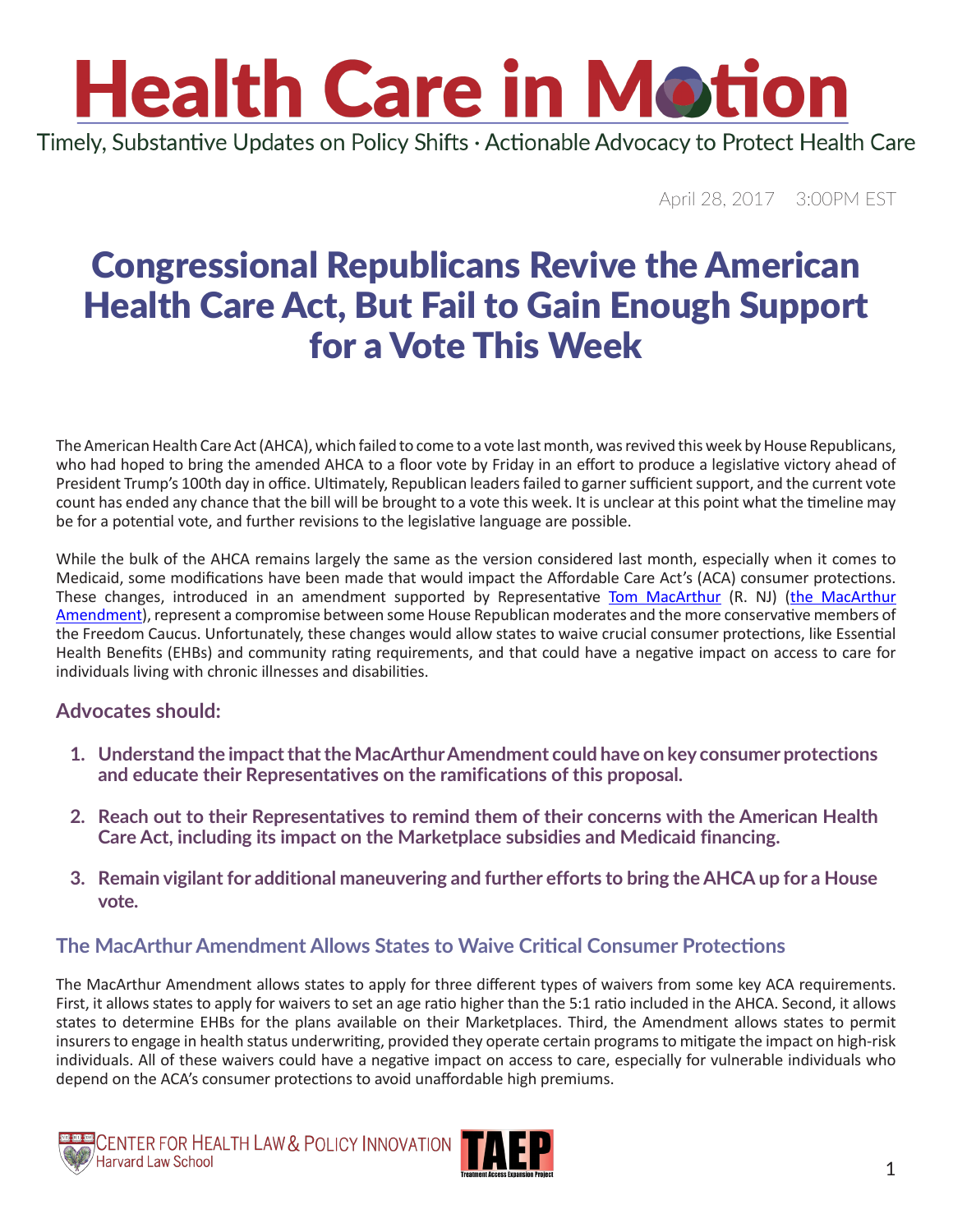# Health Care in Motion

Timely, Substantive Updates on Policy Shifts · Actionable Advocacy to Protect Health Care

April 28, 2017 3:00PM EST

## Congressional Republicans Revive the American Health Care Act, But Fail to Gain Enough Support for a Vote This Week

The American Health Care Act (AHCA), which failed to come to a vote last month, was revived this week by House Republicans, who had hoped to bring the amended AHCA to a floor vote by Friday in an effort to produce a legislative victory ahead of President Trump's 100th day in office. Ultimately, Republican leaders failed to garner sufficient support, and the current vote count has ended any chance that the bill will be brought to a vote this week. It is unclear at this point what the timeline may be for a potential vote, and further revisions to the legislative language are possible.

While the bulk of the AHCA remains largely the same as the version considered last month, especially when it comes to Medicaid, some modifications have been made that would impact the Affordable Care Act's (ACA) consumer protections. These changes, introduced in an amendment supported by Representative Tom MacArthur (R. NJ) (the MacArthur Amendment), represent a compromise between some House Republican moderates and the more conservative members of the Freedom Caucus. Unfortunately, these changes would allow states to waive crucial consumer protections, like Essential Health Benefits (EHBs) and community rating requirements, and that could have a negative impact on access to care for individuals living with chronic illnesses and disabilities.

### Advocates should:

1. **Understand the impact that the MacArthur Amendment could have on key consumer protections and educate their Representatives on the ramifications of this proposal.**
2. **Reach out to their Representatives to remind them of their concerns with the American Health Care Act, including its impact on the Marketplace subsidies and Medicaid financing.**
3. **Remain vigilant for additional maneuvering and further efforts to bring the AHCA up for a House vote.**

### The MacArthur Amendment Allows States to Waive Critical Consumer Protections

The MacArthur Amendment allows states to apply for three different types of waivers from some key ACA requirements. First, it allows states to apply for waivers to set an age ratio higher than the 5:1 ratio included in the AHCA. Second, it allows states to determine EHBs for the plans available on their Marketplaces. Third, the Amendment allows states to permit insurers to engage in health status underwriting, provided they operate certain programs to mitigate the impact on high-risk individuals. All of these waivers could have a negative impact on access to care, especially for vulnerable individuals who depend on the ACA's consumer protections to avoid unaffordable high premiums.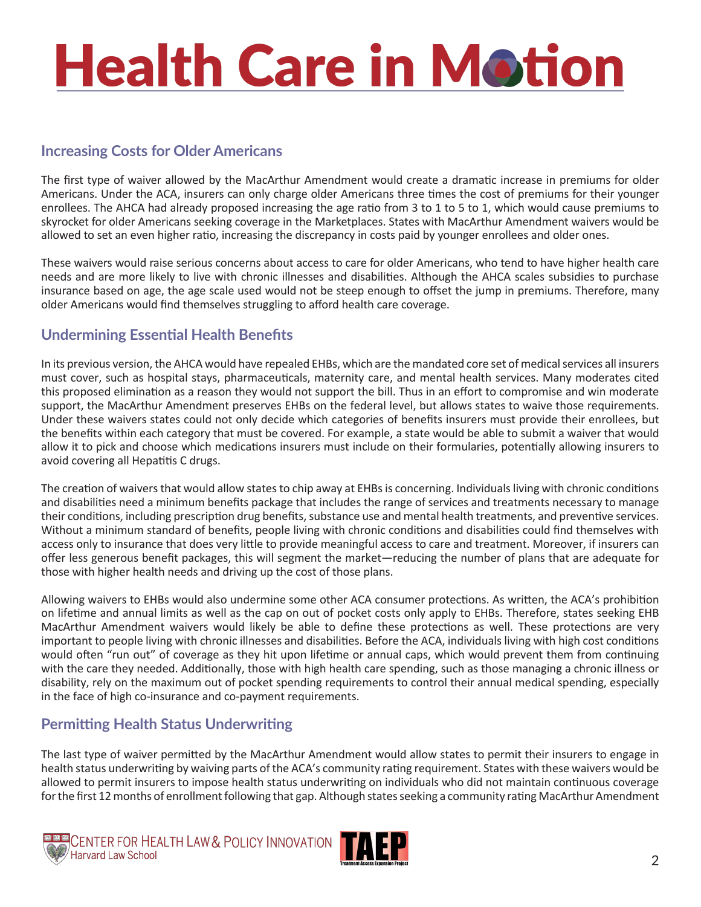## Increasing Costs for Older Americans

The first type of waiver allowed by the MacArthur Amendment would create a dramatic increase in premiums for older Americans. Under the ACA, insurers can only charge older Americans three times the cost of premiums for their younger enrollees. The AHCA had already proposed increasing the age ratio from 3 to 1 to 5 to 1, which would cause premiums to skyrocket for older Americans seeking coverage in the Marketplaces. States with MacArthur Amendment waivers would be allowed to set an even higher ratio, increasing the discrepancy in costs paid by younger enrollees and older ones.

These waivers would raise serious concerns about access to care for older Americans, who tend to have higher health care needs and are more likely to live with chronic illnesses and disabilities. Although the AHCA scales subsidies to purchase insurance based on age, the age scale used would not be steep enough to offset the jump in premiums. Therefore, many older Americans would find themselves struggling to afford health care coverage.

## Undermining Essential Health Benefits

In its previous version, the AHCA would have repealed EHBs, which are the mandated core set of medical services all insurers must cover, such as hospital stays, pharmaceuticals, maternity care, and mental health services. Many moderates cited this proposed elimination as a reason they would not support the bill. Thus in an effort to compromise and win moderate support, the MacArthur Amendment preserves EHBs on the federal level, but allows states to waive those requirements. Under these waivers states could not only decide which categories of benefits insurers must provide their enrollees, but the benefits within each category that must be covered. For example, a state would be able to submit a waiver that would allow it to pick and choose which medications insurers must include on their formularies, potentially allowing insurers to avoid covering all Hepatitis C drugs.

The creation of waivers that would allow states to chip away at EHBs is concerning. Individuals living with chronic conditions and disabilities need a minimum benefits package that includes the range of services and treatments necessary to manage their conditions, including prescription drug benefits, substance use and mental health treatments, and preventive services. Without a minimum standard of benefits, people living with chronic conditions and disabilities could find themselves with access only to insurance that does very little to provide meaningful access to care and treatment. Moreover, if insurers can offer less generous benefit packages, this will segment the market—reducing the number of plans that are adequate for those with higher health needs and driving up the cost of those plans.

Allowing waivers to EHBs would also undermine some other ACA consumer protections. As written, the ACA's prohibition on lifetime and annual limits as well as the cap on out of pocket costs only apply to EHBs. Therefore, states seeking EHB MacArthur Amendment waivers would likely be able to define these protections as well. These protections are very important to people living with chronic illnesses and disabilities. Before the ACA, individuals living with high cost conditions would often "run out" of coverage as they hit upon lifetime or annual caps, which would prevent them from continuing with the care they needed. Additionally, those with high health care spending, such as those managing a chronic illness or disability, rely on the maximum out of pocket spending requirements to control their annual medical spending, especially in the face of high co-insurance and co-payment requirements.

## Permitting Health Status Underwriting

The last type of waiver permitted by the MacArthur Amendment would allow states to permit their insurers to engage in health status underwriting by waiving parts of the ACA's community rating requirement. States with these waivers would be allowed to permit insurers to impose health status underwriting on individuals who did not maintain continuous coverage for the first 12 months of enrollment following that gap. Although states seeking a community rating MacArthur Amendment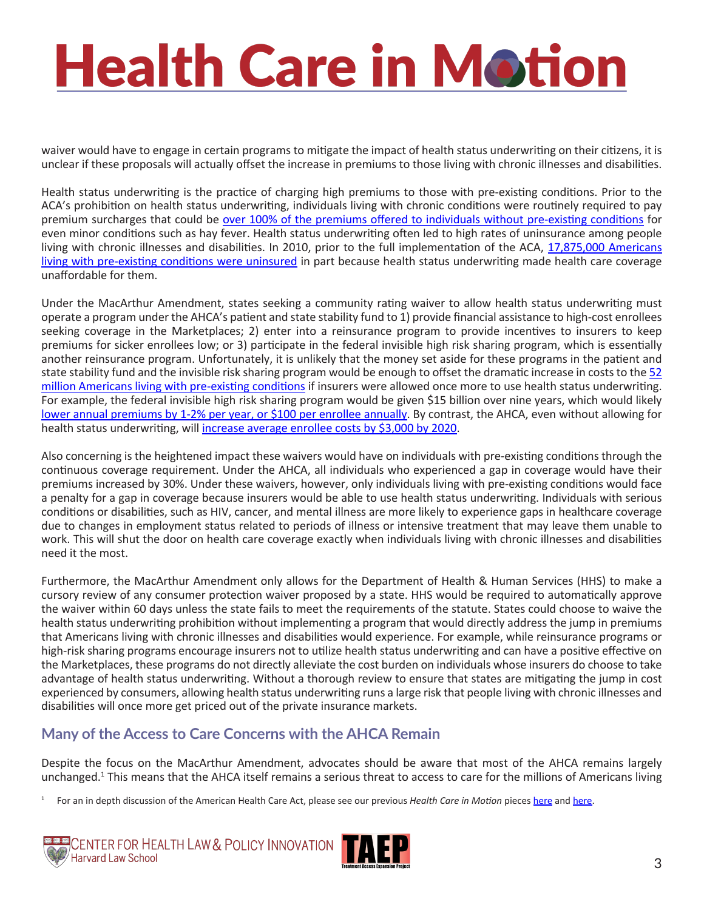waiver would have to engage in certain programs to mitigate the impact of health status underwriting on their citizens, it is unclear if these proposals will actually offset the increase in premiums to those living with chronic illnesses and disabilities.

Health status underwriting is the practice of charging high premiums to those with pre-existing conditions. Prior to the ACA's prohibition on health status underwriting, individuals living with chronic conditions were routinely required to pay premium surcharges that could be over 100% of the premiums offered to individuals without pre-existing conditions for even minor conditions such as hay fever. Health status underwriting often led to high rates of uninsurance among people living with chronic illnesses and disabilities. In 2010, prior to the full implementation of the ACA, 17,875,000 Americans living with pre-existing conditions were uninsured in part because health status underwriting made health care coverage unaffordable for them.

Under the MacArthur Amendment, states seeking a community rating waiver to allow health status underwriting must operate a program under the AHCA's patient and state stability fund to 1) provide financial assistance to high-cost enrollees seeking coverage in the Marketplaces; 2) enter into a reinsurance program to provide incentives to insurers to keep premiums for sicker enrollees low; or 3) participate in the federal invisible high risk sharing program, which is essentially another reinsurance program. Unfortunately, it is unlikely that the money set aside for these programs in the patient and state stability fund and the invisible risk sharing program would be enough to offset the dramatic increase in costs to the 52 million Americans living with pre-existing conditions if insurers were allowed once more to use health status underwriting. For example, the federal invisible high risk sharing program would be given $15 billion over nine years, which would likely lower annual premiums by 1-2% per year, or $100 per enrollee annually. By contrast, the AHCA, even without allowing for health status underwriting, will increase average enrollee costs by $3,000 by 2020.

Also concerning is the heightened impact these waivers would have on individuals with pre-existing conditions through the continuous coverage requirement. Under the AHCA, all individuals who experienced a gap in coverage would have their premiums increased by 30%. Under these waivers, however, only individuals living with pre-existing conditions would face a penalty for a gap in coverage because insurers would be able to use health status underwriting. Individuals with serious conditions or disabilities, such as HIV, cancer, and mental illness are more likely to experience gaps in healthcare coverage due to changes in employment status related to periods of illness or intensive treatment that may leave them unable to work. This will shut the door on health care coverage exactly when individuals living with chronic illnesses and disabilities need it the most.

Furthermore, the MacArthur Amendment only allows for the Department of Health & Human Services (HHS) to make a cursory review of any consumer protection waiver proposed by a state. HHS would be required to automatically approve the waiver within 60 days unless the state fails to meet the requirements of the statute. States could choose to waive the health status underwriting prohibition without implementing a program that would directly address the jump in premiums that Americans living with chronic illnesses and disabilities would experience. For example, while reinsurance programs or high-risk sharing programs encourage insurers not to utilize health status underwriting and can have a positive effective on the Marketplaces, these programs do not directly alleviate the cost burden on individuals whose insurers do choose to take advantage of health status underwriting. Without a thorough review to ensure that states are mitigating the jump in cost experienced by consumers, allowing health status underwriting runs a large risk that people living with chronic illnesses and disabilities will once more get priced out of the private insurance markets.

## Many of the Access to Care Concerns with the AHCA Remain

Despite the focus on the MacArthur Amendment, advocates should be aware that most of the AHCA remains largely unchanged.[1] This means that the AHCA itself remains a serious threat to access to care for the millions of Americans living

[1] For an in depth discussion of the American Health Care Act, please see our previous *Health Care in Motion* pieces here and here.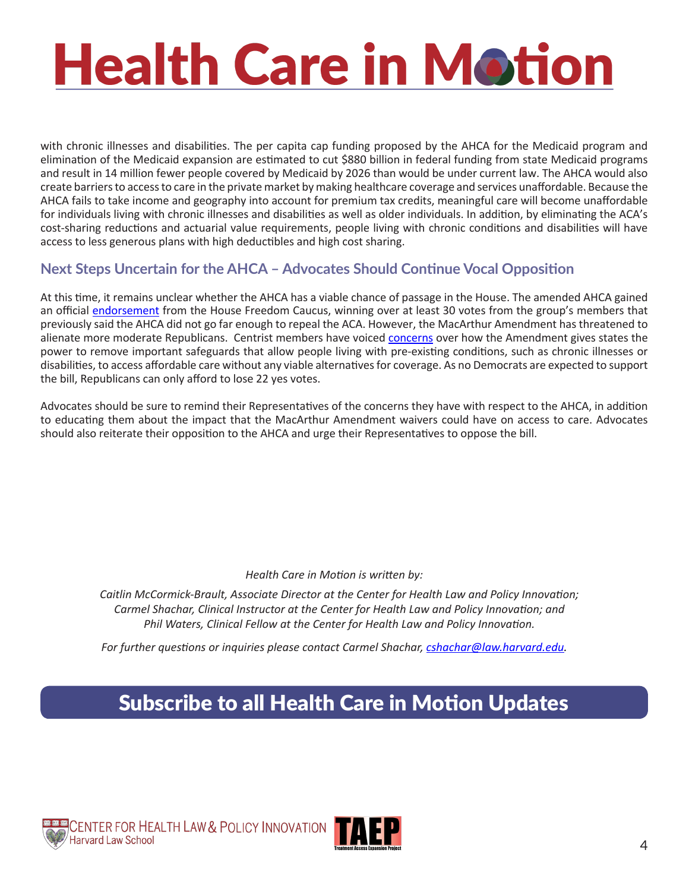with chronic illnesses and disabilities. The per capita cap funding proposed by the AHCA for the Medicaid program and elimination of the Medicaid expansion are estimated to cut $880 billion in federal funding from state Medicaid programs and result in 14 million fewer people covered by Medicaid by 2026 than would be under current law. The AHCA would also create barriers to access to care in the private market by making healthcare coverage and services unaffordable. Because the AHCA fails to take income and geography into account for premium tax credits, meaningful care will become unaffordable for individuals living with chronic illnesses and disabilities as well as older individuals. In addition, by eliminating the ACA's cost-sharing reductions and actuarial value requirements, people living with chronic conditions and disabilities will have access to less generous plans with high deductibles and high cost sharing.

## Next Steps Uncertain for the AHCA – Advocates Should Continue Vocal Opposition

At this time, it remains unclear whether the AHCA has a viable chance of passage in the House. The amended AHCA gained an official endorsement from the House Freedom Caucus, winning over at least 30 votes from the group's members that previously said the AHCA did not go far enough to repeal the ACA. However, the MacArthur Amendment has threatened to alienate more moderate Republicans. Centrist members have voiced concerns over how the Amendment gives states the power to remove important safeguards that allow people living with pre-existing conditions, such as chronic illnesses or disabilities, to access affordable care without any viable alternatives for coverage. As no Democrats are expected to support the bill, Republicans can only afford to lose 22 yes votes.

Advocates should be sure to remind their Representatives of the concerns they have with respect to the AHCA, in addition to educating them about the impact that the MacArthur Amendment waivers could have on access to care. Advocates should also reiterate their opposition to the AHCA and urge their Representatives to oppose the bill.

*Health Care in Motion is written by:*

*Caitlin McCormick-Brault, Associate Director at the Center for Health Law and Policy Innovation; Carmel Shachar, Clinical Instructor at the Center for Health Law and Policy Innovation; and Phil Waters, Clinical Fellow at the Center for Health Law and Policy Innovation.*

*For further questions or inquiries please contact Carmel Shachar, cshachar@law.harvard.edu.*

**Subscribe to all Health Care in Motion Updates**

Center for Health Law & Policy Innovation
Harvard Law School

TAEP
Treatment Access Expansion Project